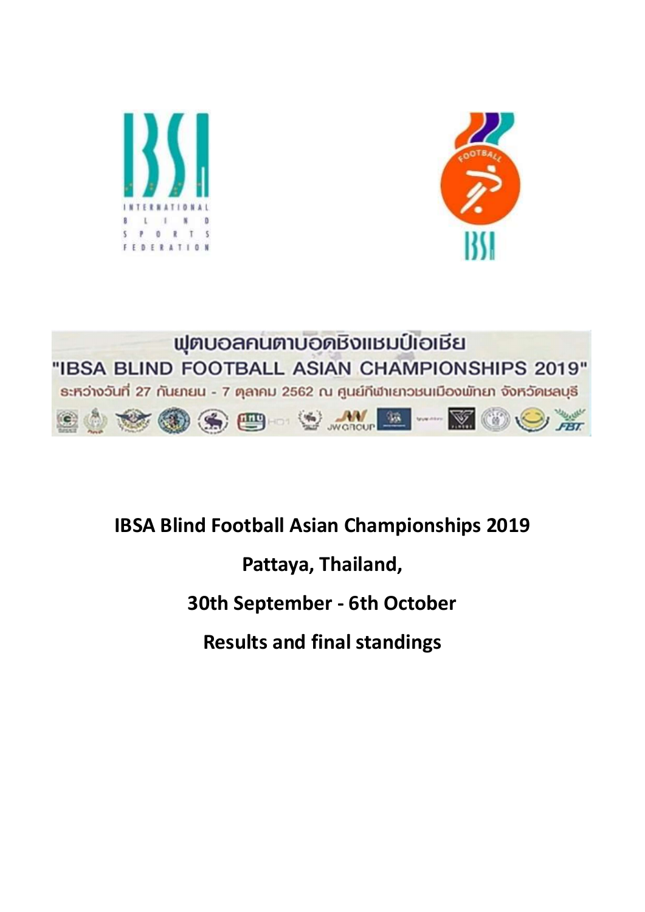INTERNATIONAL BLIND SPORTS FEDERATION

ฟุตบอลคนตาบอดชิงแชมป์เอเชีย
"IBSA BLIND FOOTBALL ASIAN CHAMPIONSHIPS 2019"
ระหว่างวันที่ 27 กันยายน - 7 ตุลาคม 2562 ณ ศูนย์กีฬาเยาวชนเมืองพัทยา จังหวัดชลบุรี

# IBSA Blind Football Asian Championships 2019

## Pattaya, Thailand,

## 30th September - 6th October

## Results and final standings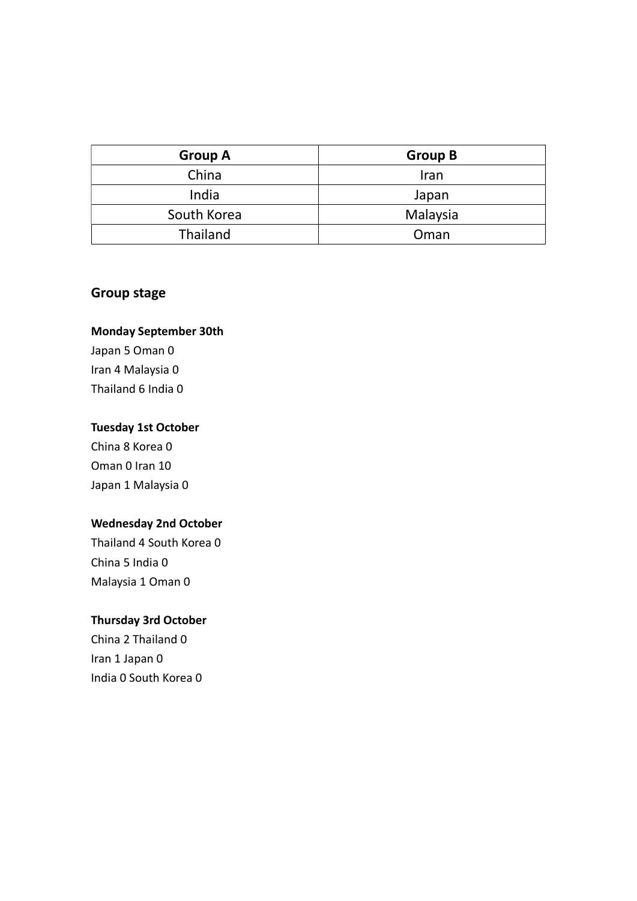| Group A | Group B |
| --- | --- |
| China | Iran |
| India | Japan |
| South Korea | Malaysia |
| Thailand | Oman |

## Group stage

**Monday September 30th**

Japan 5 Oman 0
Iran 4 Malaysia 0
Thailand 6 India 0

**Tuesday 1st October**

China 8 Korea 0
Oman 0 Iran 10
Japan 1 Malaysia 0

**Wednesday 2nd October**

Thailand 4 South Korea 0
China 5 India 0
Malaysia 1 Oman 0

**Thursday 3rd October**

China 2 Thailand 0
Iran 1 Japan 0
India 0 South Korea 0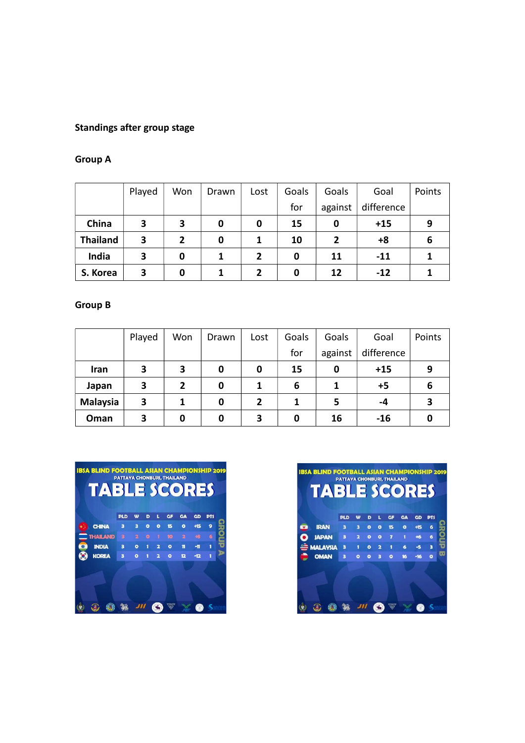**Standings after group stage**

**Group A**

| | Played | Won | Drawn | Lost | Goals for | Goals against | Goal difference | Points |
|---|---|---|---|---|---|---|---|---|
| **China** | **3** | **3** | **0** | **0** | **15** | **0** | **+15** | **9** |
| **Thailand** | **3** | **2** | **0** | **1** | **10** | **2** | **+8** | **6** |
| **India** | **3** | **0** | **1** | **2** | **0** | **11** | **-11** | **1** |
| **S. Korea** | **3** | **0** | **1** | **2** | **0** | **12** | **-12** | **1** |

**Group B**

| | Played | Won | Drawn | Lost | Goals for | Goals against | Goal difference | Points |
|---|---|---|---|---|---|---|---|---|
| **Iran** | **3** | **3** | **0** | **0** | **15** | **0** | **+15** | **9** |
| **Japan** | **3** | **2** | **0** | **1** | **6** | **1** | **+5** | **6** |
| **Malaysia** | **3** | **1** | **0** | **2** | **1** | **5** | **-4** | **3** |
| **Oman** | **3** | **0** | **0** | **3** | **0** | **16** | **-16** | **0** |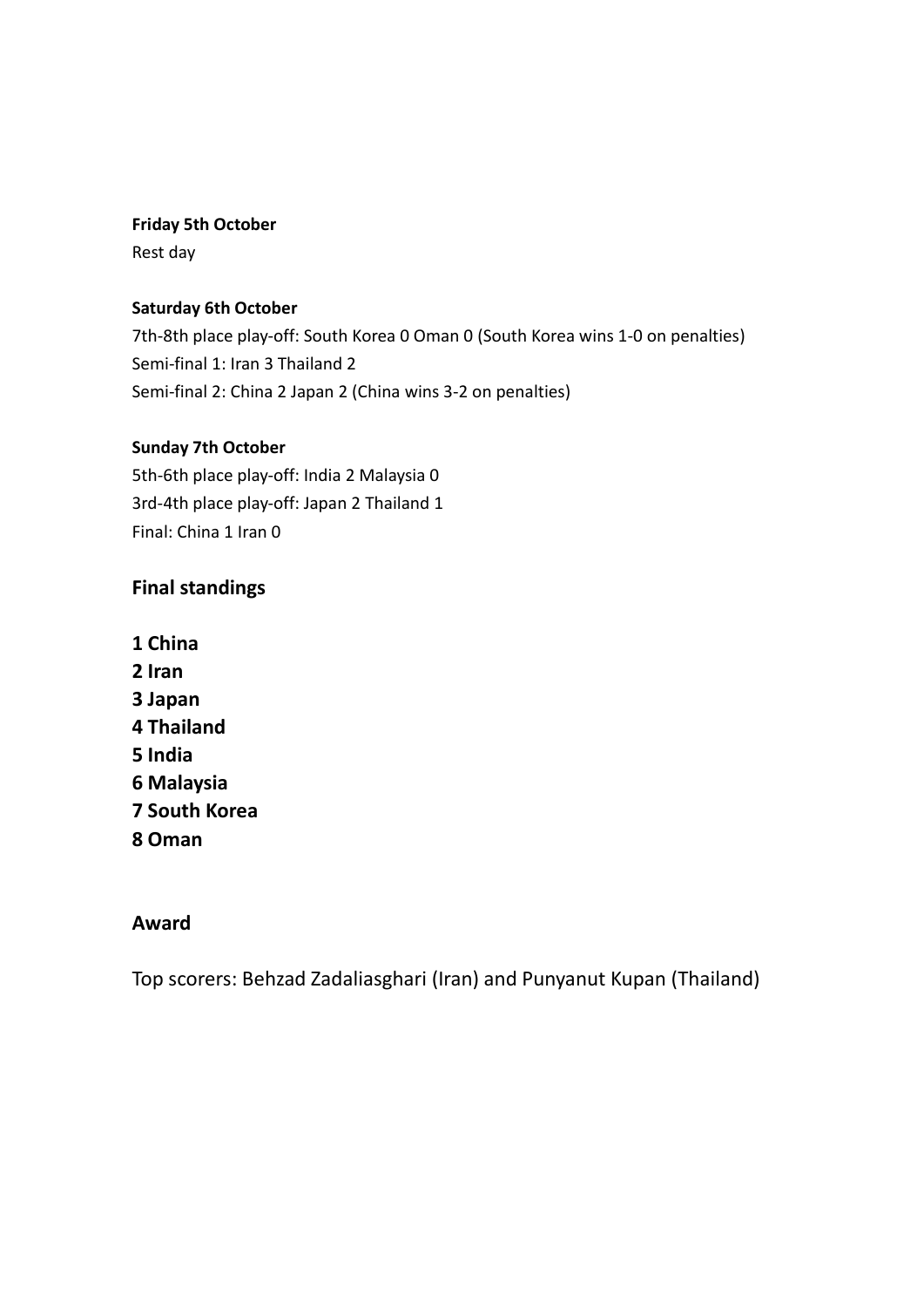**Friday 5th October**

Rest day

**Saturday 6th October**

7th-8th place play-off: South Korea 0 Oman 0 (South Korea wins 1-0 on penalties)

Semi-final 1: Iran 3 Thailand 2

Semi-final 2: China 2 Japan 2 (China wins 3-2 on penalties)

**Sunday 7th October**

5th-6th place play-off: India 2 Malaysia 0

3rd-4th place play-off: Japan 2 Thailand 1

Final: China 1 Iran 0

## Final standings

**1 China**
**2 Iran**
**3 Japan**
**4 Thailand**
**5 India**
**6 Malaysia**
**7 South Korea**
**8 Oman**

## Award

Top scorers: Behzad Zadaliasghari (Iran) and Punyanut Kupan (Thailand)